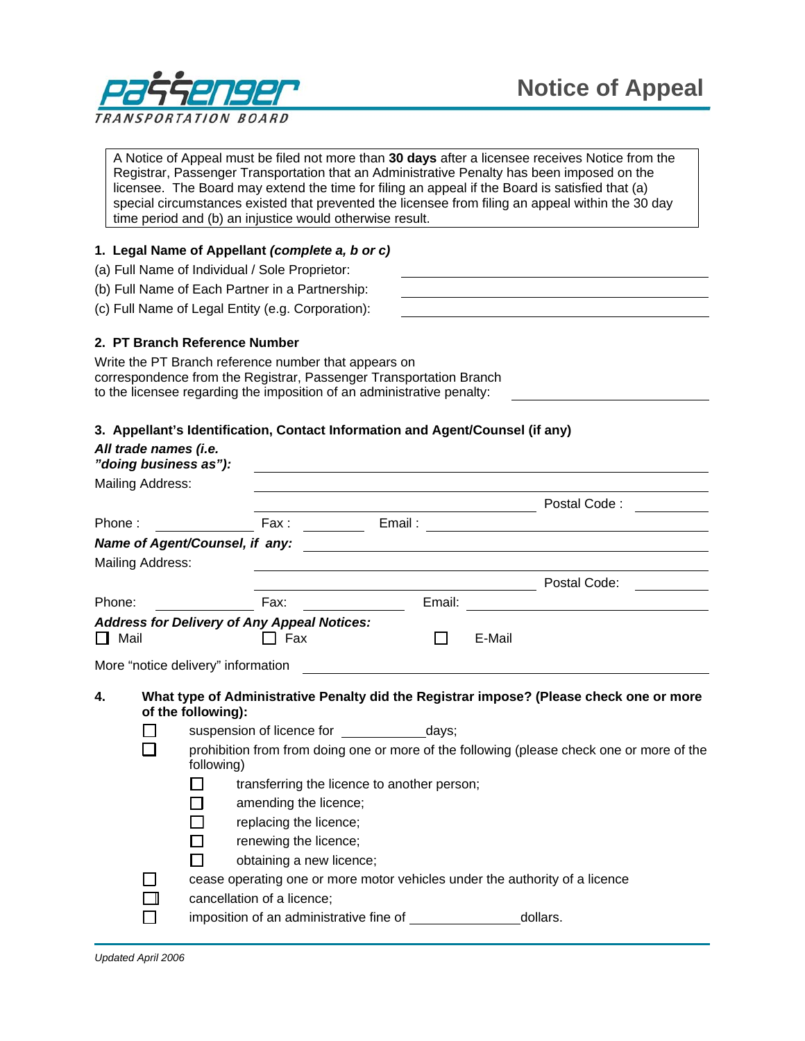PASSENGER TRANSPORTATION BOARD

# Notice of Appeal

> A Notice of Appeal must be filed not more than **30 days** after a licensee receives Notice from the Registrar, Passenger Transportation that an Administrative Penalty has been imposed on the licensee. The Board may extend the time for filing an appeal if the Board is satisfied that (a) special circumstances existed that prevented the licensee from filing an appeal within the 30 day time period and (b) an injustice would otherwise result.

**1. Legal Name of Appellant** ***(complete a, b or c)***

(a) Full Name of Individual / Sole Proprietor: ______________________

(b) Full Name of Each Partner in a Partnership: ______________________

(c) Full Name of Legal Entity (e.g. Corporation): ______________________

**2. PT Branch Reference Number**

Write the PT Branch reference number that appears on correspondence from the Registrar, Passenger Transportation Branch to the licensee regarding the imposition of an administrative penalty: ______________________

**3. Appellant's Identification, Contact Information and Agent/Counsel (if any)**

***All trade names (i.e. "doing business as"):*** ______________________

Mailing Address: ______________________

______________________ Postal Code : __________

Phone : __________ Fax : __________ Email : __________

***Name of Agent/Counsel, if any:*** ______________________

Mailing Address: ______________________

______________________ Postal Code: __________

Phone: __________ Fax: __________ Email: __________

***Address for Delivery of Any Appeal Notices:***

☐ Mail ☐ Fax ☐ E-Mail

More "notice delivery" information ______________________

**4. What type of Administrative Penalty did the Registrar impose? (Please check one or more of the following):**

- ☐ suspension of licence for __________ days;
- ☐ prohibition from from doing one or more of the following (please check one or more of the following)
  - ☐ transferring the licence to another person;
  - ☐ amending the licence;
  - ☐ replacing the licence;
  - ☐ renewing the licence;
  - ☐ obtaining a new licence;
- ☐ cease operating one or more motor vehicles under the authority of a licence
- ☐ cancellation of a licence;
- ☐ imposition of an administrative fine of __________ dollars.

*Updated April 2006*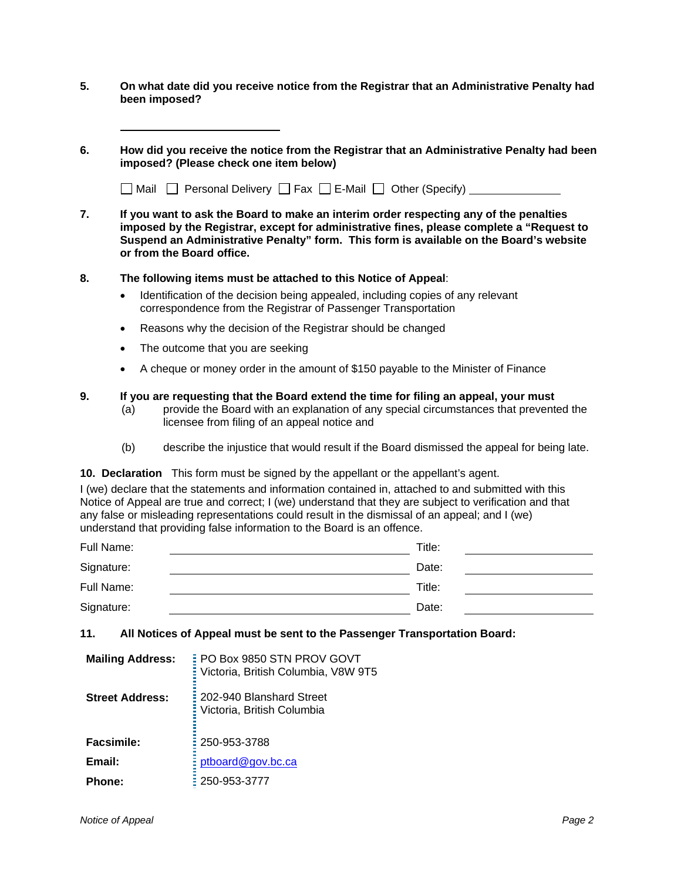5. **On what date did you receive notice from the Registrar that an Administrative Penalty had been imposed?**

   \_\_\_\_\_\_\_\_\_\_\_\_\_\_\_\_\_\_\_\_\_\_\_\_\_\_\_\_

6. **How did you receive the notice from the Registrar that an Administrative Penalty had been imposed? (Please check one item below)**

   ☐ Mail ☐ Personal Delivery ☐ Fax ☐ E-Mail ☐ Other (Specify) \_\_\_\_\_\_\_\_\_\_\_\_\_\_\_\_

7. **If you want to ask the Board to make an interim order respecting any of the penalties imposed by the Registrar, except for administrative fines, please complete a "Request to Suspend an Administrative Penalty" form. This form is available on the Board's website or from the Board office.**

8. **The following items must be attached to this Notice of Appeal**:
   - Identification of the decision being appealed, including copies of any relevant correspondence from the Registrar of Passenger Transportation
   - Reasons why the decision of the Registrar should be changed
   - The outcome that you are seeking
   - A cheque or money order in the amount of $150 payable to the Minister of Finance

9. **If you are requesting that the Board extend the time for filing an appeal, your must**
   (a) provide the Board with an explanation of any special circumstances that prevented the licensee from filing of an appeal notice and

   (b) describe the injustice that would result if the Board dismissed the appeal for being late.

**10. Declaration** This form must be signed by the appellant or the appellant's agent.

I (we) declare that the statements and information contained in, attached to and submitted with this Notice of Appeal are true and correct; I (we) understand that they are subject to verification and that any false or misleading representations could result in the dismissal of an appeal; and I (we) understand that providing false information to the Board is an offence.

| | | | |
|---|---|---|---|
| Full Name: | | Title: | |
| Signature: | | Date: | |
| Full Name: | | Title: | |
| Signature: | | Date: | |

**11. All Notices of Appeal must be sent to the Passenger Transportation Board:**

| | |
|---|---|
| **Mailing Address:** | PO Box 9850 STN PROV GOVT<br>Victoria, British Columbia, V8W 9T5 |
| **Street Address:** | 202-940 Blanshard Street<br>Victoria, British Columbia |
| **Facsimile:** | 250-953-3788 |
| **Email:** | ptboard@gov.bc.ca |
| **Phone:** | 250-953-3777 |